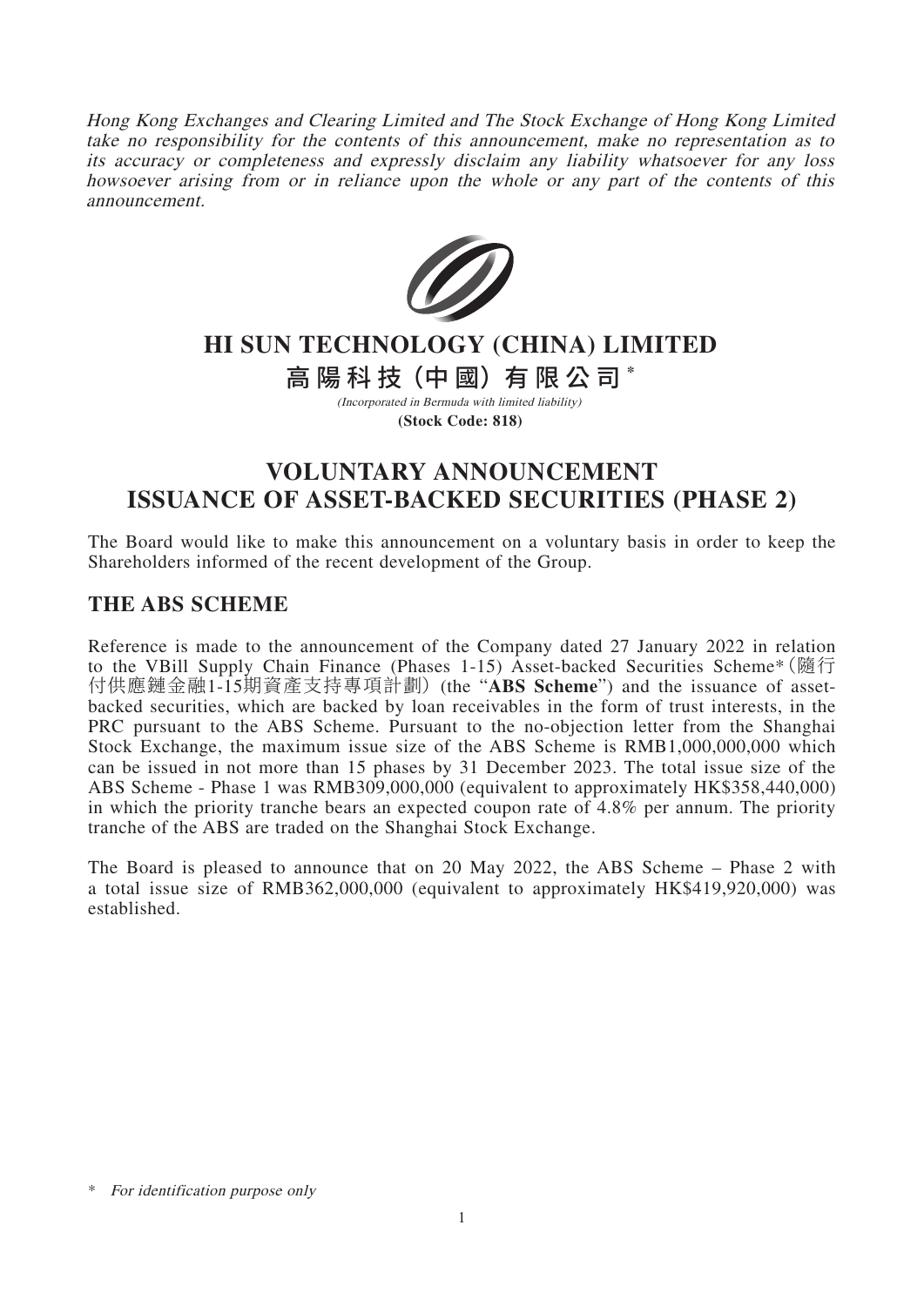*Hong Kong Exchanges and Clearing Limited and The Stock Exchange of Hong Kong Limited take no responsibility for the contents of this announcement, make no representation as to its accuracy or completeness and expressly disclaim any liability whatsoever for any loss howsoever arising from or in reliance upon the whole or any part of the contents of this announcement.*

# HI SUN TECHNOLOGY (CHINA) LIMITED

# 高陽科技（中國）有限公司*

*(Incorporated in Bermuda with limited liability)*

**(Stock Code: 818)**

# VOLUNTARY ANNOUNCEMENT
# ISSUANCE OF ASSET-BACKED SECURITIES (PHASE 2)

The Board would like to make this announcement on a voluntary basis in order to keep the Shareholders informed of the recent development of the Group.

## THE ABS SCHEME

Reference is made to the announcement of the Company dated 27 January 2022 in relation to the VBill Supply Chain Finance (Phases 1-15) Asset-backed Securities Scheme*（隨行付供應鏈金融1-15期資產支持專項計劃）(the "**ABS Scheme**") and the issuance of asset-backed securities, which are backed by loan receivables in the form of trust interests, in the PRC pursuant to the ABS Scheme. Pursuant to the no-objection letter from the Shanghai Stock Exchange, the maximum issue size of the ABS Scheme is RMB1,000,000,000 which can be issued in not more than 15 phases by 31 December 2023. The total issue size of the ABS Scheme - Phase 1 was RMB309,000,000 (equivalent to approximately HK$358,440,000) in which the priority tranche bears an expected coupon rate of 4.8% per annum. The priority tranche of the ABS are traded on the Shanghai Stock Exchange.

The Board is pleased to announce that on 20 May 2022, the ABS Scheme – Phase 2 with a total issue size of RMB362,000,000 (equivalent to approximately HK$419,920,000) was established.

\* *For identification purpose only*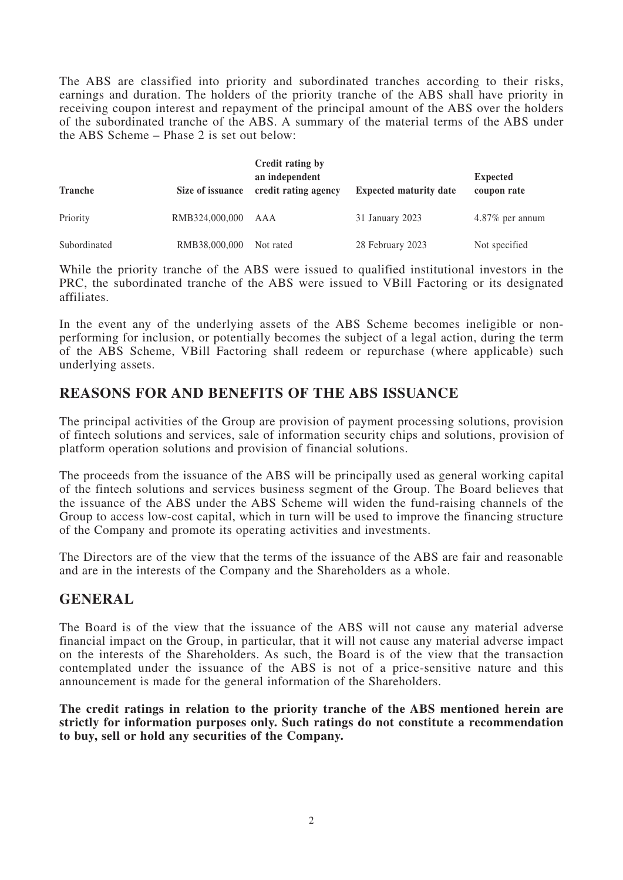The ABS are classified into priority and subordinated tranches according to their risks, earnings and duration. The holders of the priority tranche of the ABS shall have priority in receiving coupon interest and repayment of the principal amount of the ABS over the holders of the subordinated tranche of the ABS. A summary of the material terms of the ABS under the ABS Scheme – Phase 2 is set out below:

| Tranche | Size of issuance | Credit rating by an independent credit rating agency | Expected maturity date | Expected coupon rate |
|---|---|---|---|---|
| Priority | RMB324,000,000 | AAA | 31 January 2023 | 4.87% per annum |
| Subordinated | RMB38,000,000 | Not rated | 28 February 2023 | Not specified |

While the priority tranche of the ABS were issued to qualified institutional investors in the PRC, the subordinated tranche of the ABS were issued to VBill Factoring or its designated affiliates.

In the event any of the underlying assets of the ABS Scheme becomes ineligible or non-performing for inclusion, or potentially becomes the subject of a legal action, during the term of the ABS Scheme, VBill Factoring shall redeem or repurchase (where applicable) such underlying assets.

## REASONS FOR AND BENEFITS OF THE ABS ISSUANCE

The principal activities of the Group are provision of payment processing solutions, provision of fintech solutions and services, sale of information security chips and solutions, provision of platform operation solutions and provision of financial solutions.

The proceeds from the issuance of the ABS will be principally used as general working capital of the fintech solutions and services business segment of the Group. The Board believes that the issuance of the ABS under the ABS Scheme will widen the fund-raising channels of the Group to access low-cost capital, which in turn will be used to improve the financing structure of the Company and promote its operating activities and investments.

The Directors are of the view that the terms of the issuance of the ABS are fair and reasonable and are in the interests of the Company and the Shareholders as a whole.

## GENERAL

The Board is of the view that the issuance of the ABS will not cause any material adverse financial impact on the Group, in particular, that it will not cause any material adverse impact on the interests of the Shareholders. As such, the Board is of the view that the transaction contemplated under the issuance of the ABS is not of a price-sensitive nature and this announcement is made for the general information of the Shareholders.

**The credit ratings in relation to the priority tranche of the ABS mentioned herein are strictly for information purposes only. Such ratings do not constitute a recommendation to buy, sell or hold any securities of the Company.**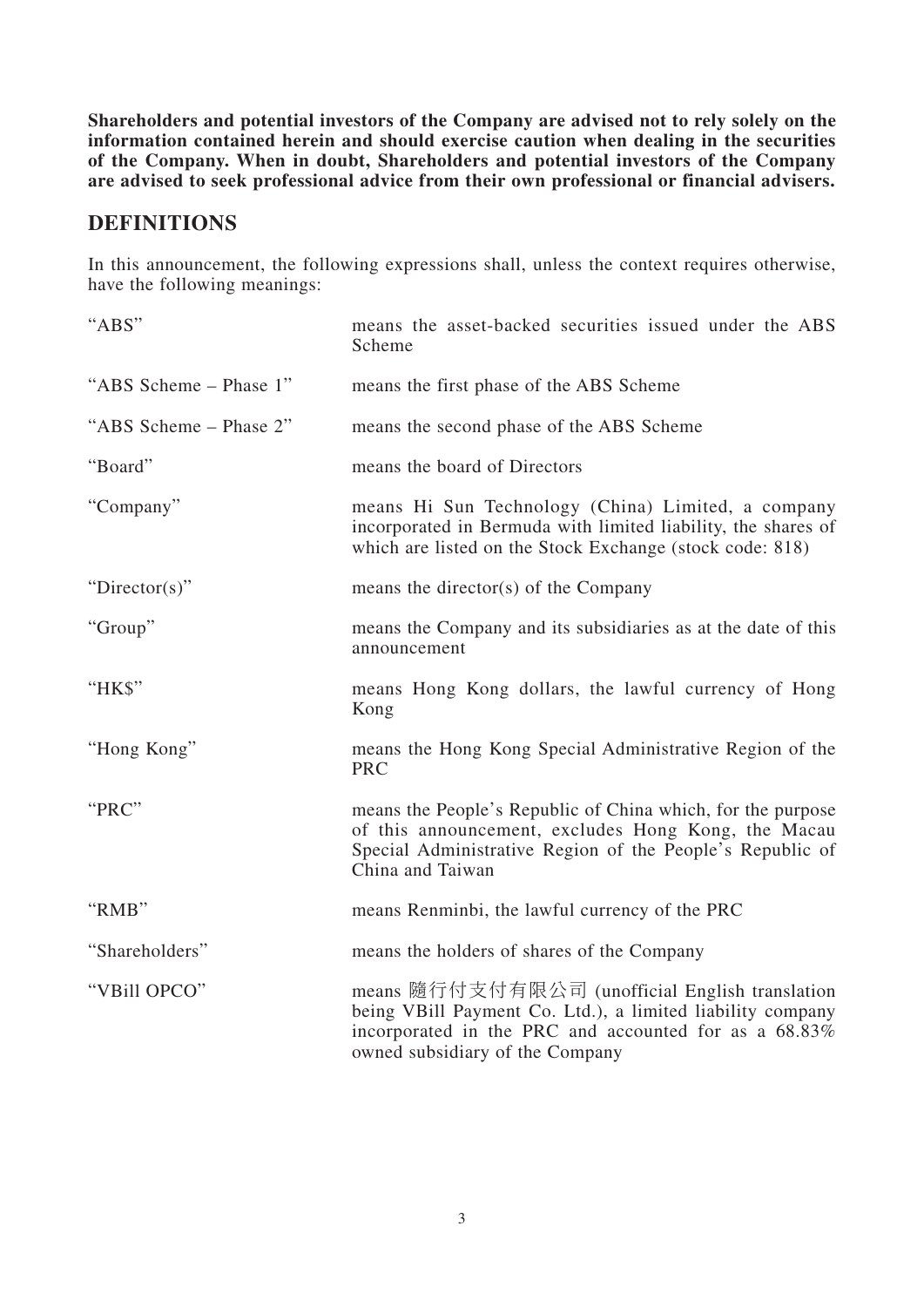**Shareholders and potential investors of the Company are advised not to rely solely on the information contained herein and should exercise caution when dealing in the securities of the Company. When in doubt, Shareholders and potential investors of the Company are advised to seek professional advice from their own professional or financial advisers.**

## DEFINITIONS

In this announcement, the following expressions shall, unless the context requires otherwise, have the following meanings:

| | |
|---|---|
| "ABS" | means the asset-backed securities issued under the ABS Scheme |
| "ABS Scheme – Phase 1" | means the first phase of the ABS Scheme |
| "ABS Scheme – Phase 2" | means the second phase of the ABS Scheme |
| "Board" | means the board of Directors |
| "Company" | means Hi Sun Technology (China) Limited, a company incorporated in Bermuda with limited liability, the shares of which are listed on the Stock Exchange (stock code: 818) |
| "Director(s)" | means the director(s) of the Company |
| "Group" | means the Company and its subsidiaries as at the date of this announcement |
| "HK$" | means Hong Kong dollars, the lawful currency of Hong Kong |
| "Hong Kong" | means the Hong Kong Special Administrative Region of the PRC |
| "PRC" | means the People's Republic of China which, for the purpose of this announcement, excludes Hong Kong, the Macau Special Administrative Region of the People's Republic of China and Taiwan |
| "RMB" | means Renminbi, the lawful currency of the PRC |
| "Shareholders" | means the holders of shares of the Company |
| "VBill OPCO" | means 隨行付支付有限公司 (unofficial English translation being VBill Payment Co. Ltd.), a limited liability company incorporated in the PRC and accounted for as a 68.83% owned subsidiary of the Company |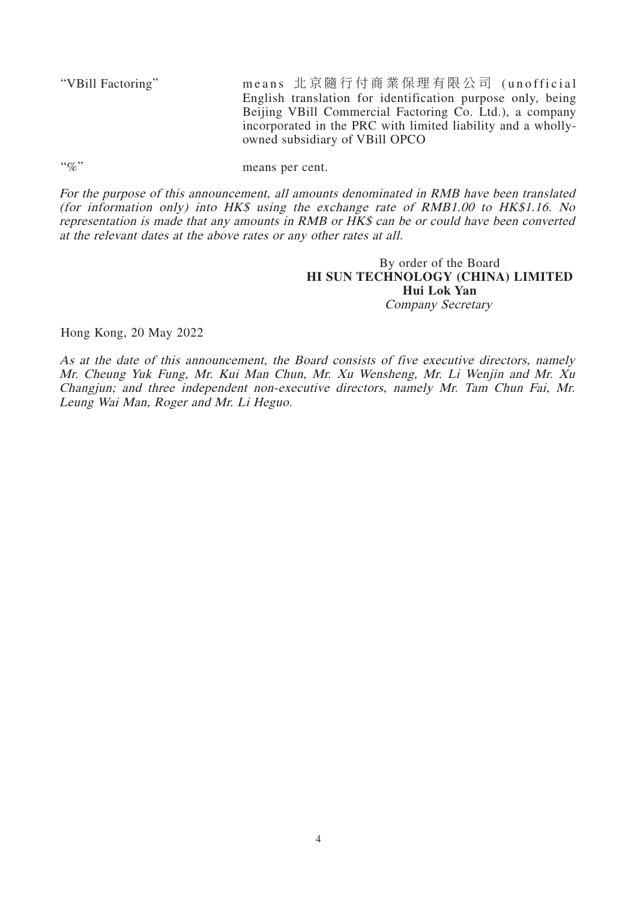| | |
|---|---|
| "VBill Factoring" | means 北京隨行付商業保理有限公司 (unofficial English translation for identification purpose only, being Beijing VBill Commercial Factoring Co. Ltd.), a company incorporated in the PRC with limited liability and a wholly-owned subsidiary of VBill OPCO |
| "%" | means per cent. |

*For the purpose of this announcement, all amounts denominated in RMB have been translated (for information only) into HK$ using the exchange rate of RMB1.00 to HK$1.16. No representation is made that any amounts in RMB or HK$ can be or could have been converted at the relevant dates at the above rates or any other rates at all.*

By order of the Board
**HI SUN TECHNOLOGY (CHINA) LIMITED**
**Hui Lok Yan**
*Company Secretary*

Hong Kong, 20 May 2022

*As at the date of this announcement, the Board consists of five executive directors, namely Mr. Cheung Yuk Fung, Mr. Kui Man Chun, Mr. Xu Wensheng, Mr. Li Wenjin and Mr. Xu Changjun; and three independent non-executive directors, namely Mr. Tam Chun Fai, Mr. Leung Wai Man, Roger and Mr. Li Heguo.*